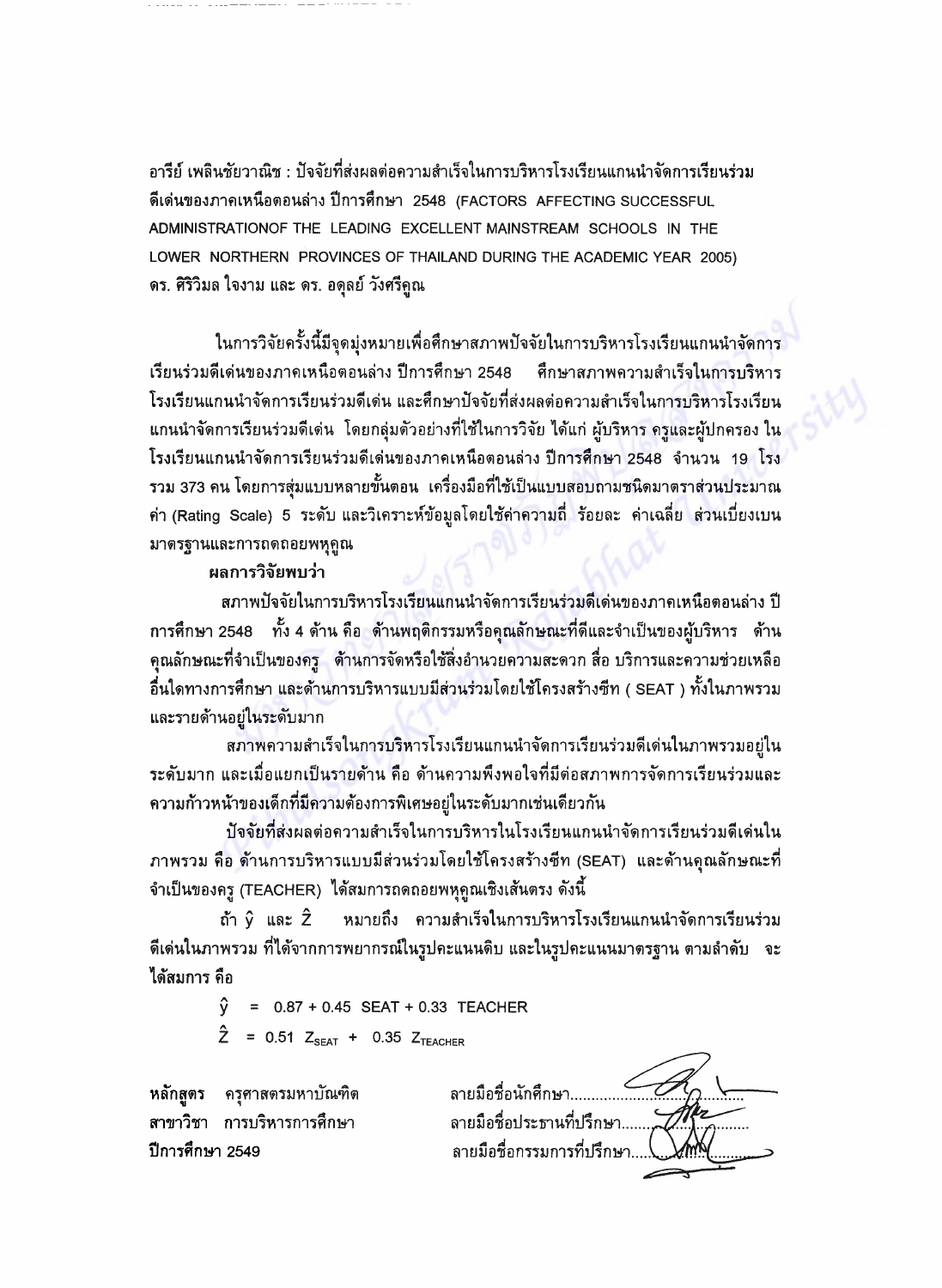อารีย์ เพลินชัยวาณิช : ปัจจัยที่ส่งผลต่อความสำเร็จในการบริหารโรงเรียนแกนนำจัดการเรียนร่วมดีเด่นของภาคเหนือตอนล่าง ปีการศึกษา 2548 (FACTORS AFFECTING SUCCESSFUL ADMINISTRATIONOF THE LEADING EXCELLENT MAINSTREAM SCHOOLS IN THE LOWER NORTHERN PROVINCES OF THAILAND DURING THE ACADEMIC YEAR 2005) ดร. ศิริวิมล ใจงาม และ ดร. อดุลย์ วังศรีคูณ

ในการวิจัยครั้งนี้มีจุดมุ่งหมายเพื่อศึกษาสภาพปัจจัยในการบริหารโรงเรียนแกนนำจัดการเรียนร่วมดีเด่นของภาคเหนือตอนล่าง ปีการศึกษา 2548 ศึกษาสภาพความสำเร็จในการบริหารโรงเรียนแกนนำจัดการเรียนร่วมดีเด่น และศึกษาปัจจัยที่ส่งผลต่อความสำเร็จในการบริหารโรงเรียนแกนนำจัดการเรียนร่วมดีเด่น โดยกลุ่มตัวอย่างที่ใช้ในการวิจัย ได้แก่ ผู้บริหาร ครูและผู้ปกครอง ในโรงเรียนแกนนำจัดการเรียนร่วมดีเด่นของภาคเหนือตอนล่าง ปีการศึกษา 2548 จำนวน 19 โรง รวม 373 คน โดยการสุ่มแบบหลายขั้นตอน เครื่องมือที่ใช้เป็นแบบสอบถามชนิดมาตราส่วนประมาณค่า (Rating Scale) 5 ระดับ และวิเคราะห์ข้อมูลโดยใช้ค่าความถี่ ร้อยละ ค่าเฉลี่ย ส่วนเบี่ยงเบนมาตรฐานและการถดถอยพหุคูณ

**ผลการวิจัยพบว่า**

สภาพปัจจัยในการบริหารโรงเรียนแกนนำจัดการเรียนร่วมดีเด่นของภาคเหนือตอนล่าง ปีการศึกษา 2548 ทั้ง 4 ด้าน คือ ด้านพฤติกรรมหรือคุณลักษณะที่ดีและจำเป็นของผู้บริหาร ด้านคุณลักษณะที่จำเป็นของครู ด้านการจัดหรือใช้สิ่งอำนวยความสะดวก สื่อ บริการและความช่วยเหลืออื่นใดทางการศึกษา และด้านการบริหารแบบมีส่วนร่วมโดยใช้โครงสร้างซีท ( SEAT ) ทั้งในภาพรวมและรายด้านอยู่ในระดับมาก

สภาพความสำเร็จในการบริหารโรงเรียนแกนนำจัดการเรียนร่วมดีเด่นในภาพรวมอยู่ในระดับมาก และเมื่อแยกเป็นรายด้าน คือ ด้านความพึงพอใจที่มีต่อสภาพการจัดการเรียนร่วมและความก้าวหน้าของเด็กที่มีความต้องการพิเศษอยู่ในระดับมากเช่นเดียวกัน

ปัจจัยที่ส่งผลต่อความสำเร็จในการบริหารในโรงเรียนแกนนำจัดการเรียนร่วมดีเด่นในภาพรวม คือ ด้านการบริหารแบบมีส่วนร่วมโดยใช้โครงสร้างซีท (SEAT) และด้านคุณลักษณะที่จำเป็นของครู (TEACHER) ได้สมการถดถอยพหุคูณเชิงเส้นตรง ดังนี้

ถ้า $\hat{y}$ และ $\hat{Z}$ หมายถึง ความสำเร็จในการบริหารโรงเรียนแกนนำจัดการเรียนร่วมดีเด่นในภาพรวม ที่ได้จากการพยากรณ์ในรูปคะแนนดิบ และในรูปคะแนนมาตรฐาน ตามลำดับ จะได้สมการ คือ

$$\hat{y} = 0.87 + 0.45\ \text{SEAT} + 0.33\ \text{TEACHER}$$

$$\hat{Z} = 0.51\ Z_{\text{SEAT}} + 0.35\ Z_{\text{TEACHER}}$$

**หลักสูตร** ครุศาสตรมหาบัณฑิต
**สาขาวิชา** การบริหารการศึกษา
**ปีการศึกษา 2549**

ลายมือชื่อนักศึกษา...........................
ลายมือชื่อประธานที่ปรึกษา...........................
ลายมือชื่อกรรมการที่ปรึกษา...........................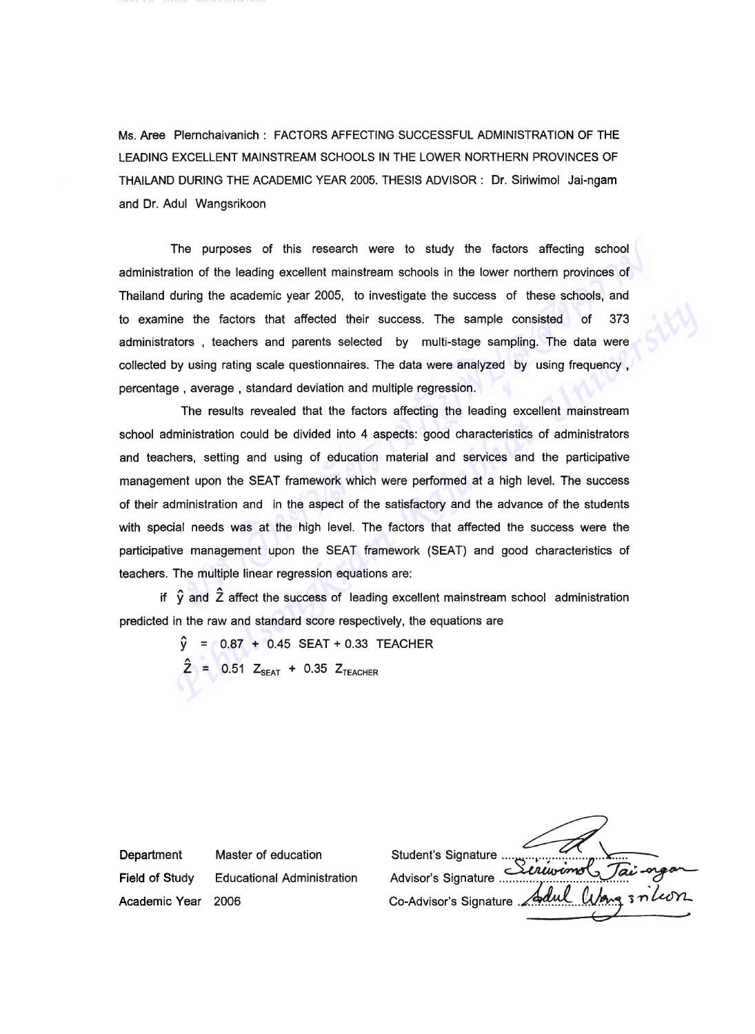Ms. Aree Plernchaivanich : FACTORS AFFECTING SUCCESSFUL ADMINISTRATION OF THE LEADING EXCELLENT MAINSTREAM SCHOOLS IN THE LOWER NORTHERN PROVINCES OF THAILAND DURING THE ACADEMIC YEAR 2005. THESIS ADVISOR : Dr. Siriwimol Jai-ngam and Dr. Adul Wangsrikoon

The purposes of this research were to study the factors affecting school administration of the leading excellent mainstream schools in the lower northern provinces of Thailand during the academic year 2005, to investigate the success of these schools, and to examine the factors that affected their success. The sample consisted of 373 administrators , teachers and parents selected by multi-stage sampling. The data were collected by using rating scale questionnaires. The data were analyzed by using frequency , percentage , average , standard deviation and multiple regression.

The results revealed that the factors affecting the leading excellent mainstream school administration could be divided into 4 aspects: good characteristics of administrators and teachers, setting and using of education material and services and the participative management upon the SEAT framework which were performed at a high level. The success of their administration and in the aspect of the satisfactory and the advance of the students with special needs was at the high level. The factors that affected the success were the participative management upon the SEAT framework (SEAT) and good characteristics of teachers. The multiple linear regression equations are:

if $\hat{y}$ and $\hat{Z}$ affect the success of leading excellent mainstream school administration predicted in the raw and standard score respectively, the equations are

$$\hat{y} = 0.87 + 0.45 \text{ SEAT} + 0.33 \text{ TEACHER}$$

$$\hat{Z} = 0.51 Z_{SEAT} + 0.35 Z_{TEACHER}$$

| | | | |
|---|---|---|---|
| Department | Master of education | Student's Signature | ............................ |
| Field of Study | Educational Administration | Advisor's Signature | Siriwimol Jai-ngam |
| Academic Year | 2006 | Co-Advisor's Signature | Adul Wangsrikoon |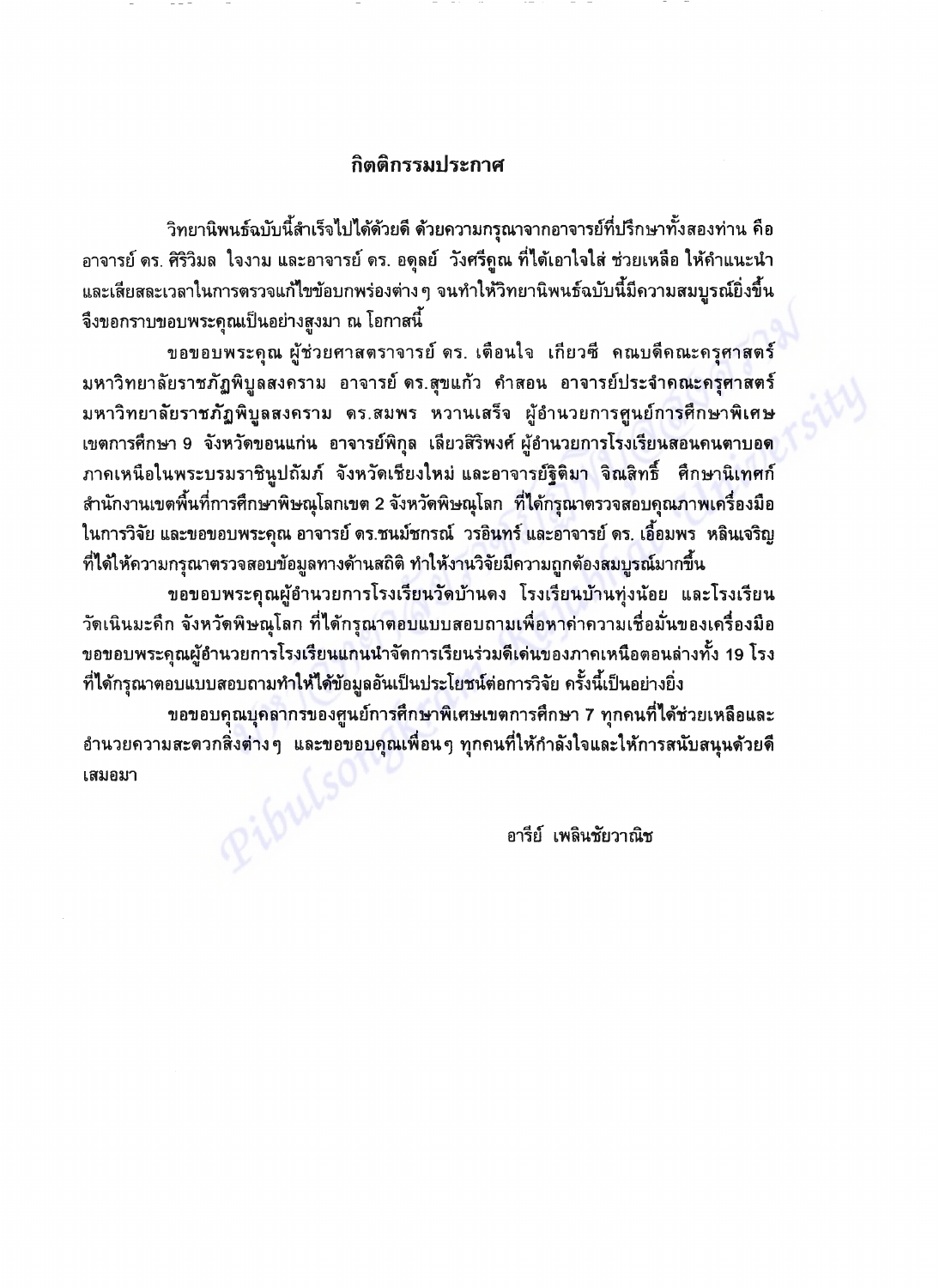# กิตติกรรมประกาศ

วิทยานิพนธ์ฉบับนี้สำเร็จไปได้ด้วยดี ด้วยความกรุณาจากอาจารย์ที่ปรึกษาทั้งสองท่าน คือ อาจารย์ ดร. ศิริวิมล ใจงาม และอาจารย์ ดร. อดุลย์ วังศรีคูณ ที่ได้เอาใจใส่ ช่วยเหลือ ให้คำแนะนำ และเสียสละเวลาในการตรวจแก้ไขข้อบกพร่องต่าง ๆ จนทำให้วิทยานิพนธ์ฉบับนี้มีความสมบูรณ์ยิ่งขึ้น จึงขอกราบขอบพระคุณเป็นอย่างสูงมา ณ โอกาสนี้

ขอขอบพระคุณ ผู้ช่วยศาสตราจารย์ ดร. เตือนใจ เกียวซี คณบดีคณะครุศาสตร์ มหาวิทยาลัยราชภัฏพิบูลสงคราม อาจารย์ ดร.สุขแก้ว คำสอน อาจารย์ประจำคณะครุศาสตร์ มหาวิทยาลัยราชภัฏพิบูลสงคราม ดร.สมพร หวานเสร็จ ผู้อำนวยการศูนย์การศึกษาพิเศษ เขตการศึกษา 9 จังหวัดขอนแก่น อาจารย์พิกุล เลียวสิริพงศ์ ผู้อำนวยการโรงเรียนสอนคนตาบอดภาคเหนือในพระบรมราชินูปถัมภ์ จังหวัดเชียงใหม่ และอาจารย์ฐิติมา จิณสิทธิ์ ศึกษานิเทศก์ สำนักงานเขตพื้นที่การศึกษาพิษณุโลกเขต 2 จังหวัดพิษณุโลก ที่ได้กรุณาตรวจสอบคุณภาพเครื่องมือในการวิจัย และขอขอบพระคุณ อาจารย์ ดร.ชนม์ชกรณ์ วรอินทร์ และอาจารย์ ดร. เอื้อมพร หลินเจริญ ที่ได้ให้ความกรุณาตรวจสอบข้อมูลทางด้านสถิติ ทำให้งานวิจัยมีความถูกต้องสมบูรณ์มากขึ้น

ขอขอบพระคุณผู้อำนวยการโรงเรียนวัดบ้านดง โรงเรียนบ้านทุ่งน้อย และโรงเรียนวัดเนินมะคึก จังหวัดพิษณุโลก ที่ได้กรุณาตอบแบบสอบถามเพื่อหาค่าความเชื่อมั่นของเครื่องมือ ขอขอบพระคุณผู้อำนวยการโรงเรียนแกนนำจัดการเรียนร่วมดีเด่นของภาคเหนือตอนล่างทั้ง 19 โรง ที่ได้กรุณาตอบแบบสอบถามทำให้ได้ข้อมูลอันเป็นประโยชน์ต่อการวิจัย ครั้งนี้เป็นอย่างยิ่ง

ขอขอบคุณบุคลากรของศูนย์การศึกษาพิเศษเขตการศึกษา 7 ทุกคนที่ได้ช่วยเหลือและอำนวยความสะดวกสิ่งต่าง ๆ และขอขอบคุณเพื่อน ๆ ทุกคนที่ให้กำลังใจและให้การสนับสนุนด้วยดีเสมอมา

อารีย์ เพลินชัยวาณิช